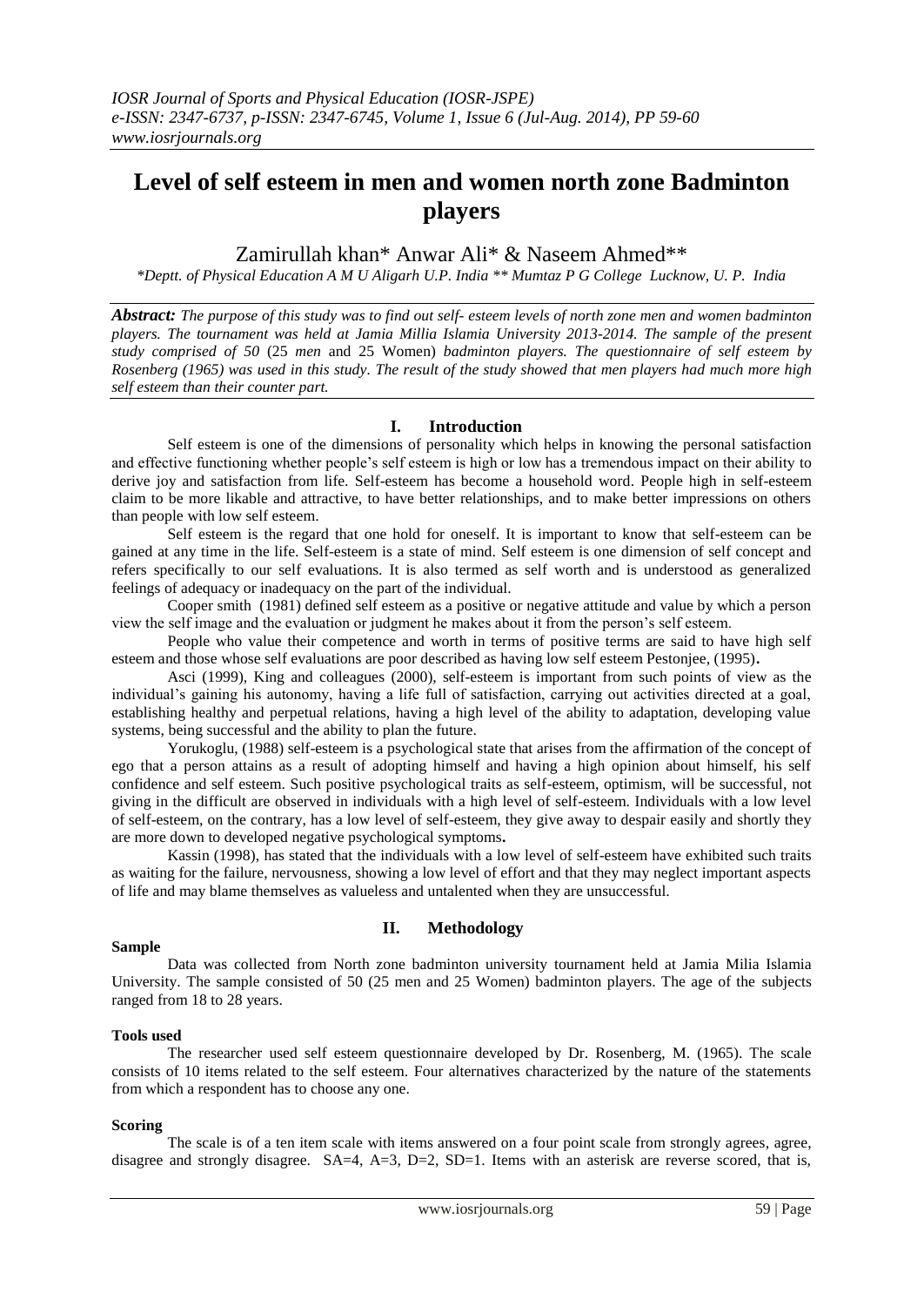# Level of self esteem in men and women north zone Badminton players

Zamirullah khan* Anwar Ali* & Naseem Ahmed**

*\*Deptt. of Physical Education A M U Aligarh U.P. India \*\* Mumtaz P G College Lucknow, U. P. India*

***Abstract:*** *The purpose of this study was to find out self- esteem levels of north zone men and women badminton players. The tournament was held at Jamia Millia Islamia University 2013-2014. The sample of the present study comprised of 50* (25 *men* and 25 Women) *badminton players. The questionnaire of self esteem by Rosenberg (1965) was used in this study. The result of the study showed that men players had much more high self esteem than their counter part.*

## I. Introduction

Self esteem is one of the dimensions of personality which helps in knowing the personal satisfaction and effective functioning whether people's self esteem is high or low has a tremendous impact on their ability to derive joy and satisfaction from life. Self-esteem has become a household word. People high in self-esteem claim to be more likable and attractive, to have better relationships, and to make better impressions on others than people with low self esteem.

Self esteem is the regard that one hold for oneself. It is important to know that self-esteem can be gained at any time in the life. Self-esteem is a state of mind. Self esteem is one dimension of self concept and refers specifically to our self evaluations. It is also termed as self worth and is understood as generalized feelings of adequacy or inadequacy on the part of the individual.

Cooper smith (1981) defined self esteem as a positive or negative attitude and value by which a person view the self image and the evaluation or judgment he makes about it from the person's self esteem.

People who value their competence and worth in terms of positive terms are said to have high self esteem and those whose self evaluations are poor described as having low self esteem Pestonjee, (1995)**.**

Asci (1999), King and colleagues (2000), self-esteem is important from such points of view as the individual's gaining his autonomy, having a life full of satisfaction, carrying out activities directed at a goal, establishing healthy and perpetual relations, having a high level of the ability to adaptation, developing value systems, being successful and the ability to plan the future.

Yorukoglu, (1988) self-esteem is a psychological state that arises from the affirmation of the concept of ego that a person attains as a result of adopting himself and having a high opinion about himself, his self confidence and self esteem. Such positive psychological traits as self-esteem, optimism, will be successful, not giving in the difficult are observed in individuals with a high level of self-esteem. Individuals with a low level of self-esteem, on the contrary, has a low level of self-esteem, they give away to despair easily and shortly they are more down to developed negative psychological symptoms**.**

Kassin (1998), has stated that the individuals with a low level of self-esteem have exhibited such traits as waiting for the failure, nervousness, showing a low level of effort and that they may neglect important aspects of life and may blame themselves as valueless and untalented when they are unsuccessful.

## II. Methodology

### Sample

Data was collected from North zone badminton university tournament held at Jamia Milia Islamia University. The sample consisted of 50 (25 men and 25 Women) badminton players. The age of the subjects ranged from 18 to 28 years.

### Tools used

The researcher used self esteem questionnaire developed by Dr. Rosenberg, M. (1965). The scale consists of 10 items related to the self esteem. Four alternatives characterized by the nature of the statements from which a respondent has to choose any one.

### Scoring

The scale is of a ten item scale with items answered on a four point scale from strongly agrees, agree, disagree and strongly disagree. SA=4, A=3, D=2, SD=1. Items with an asterisk are reverse scored, that is,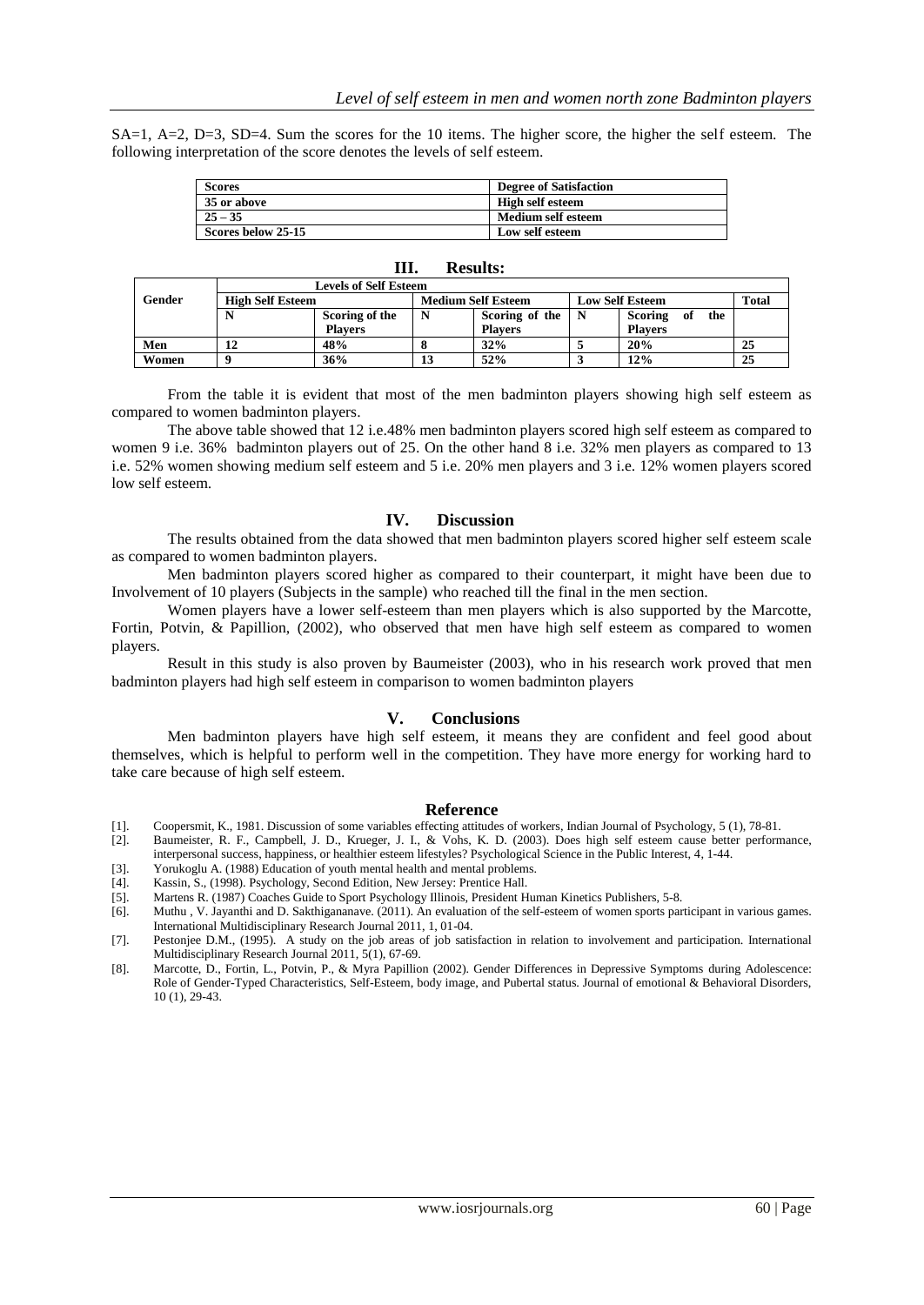SA=1, A=2, D=3, SD=4. Sum the scores for the 10 items. The higher score, the higher the self esteem. The following interpretation of the score denotes the levels of self esteem.

| Scores | Degree of Satisfaction |
|---|---|
| 35 or above | High self esteem |
| 25 – 35 | Medium self esteem |
| Scores below 25-15 | Low self esteem |

## III. Results:

| Gender | Levels of Self Esteem | | | | | | |
|---|---|---|---|---|---|---|---|
| | High Self Esteem | | Medium Self Esteem | | Low Self Esteem | | Total |
| | N | Scoring of the Players | N | Scoring of the Players | N | Scoring of the Players | |
| Men | 12 | 48% | 8 | 32% | 5 | 20% | 25 |
| Women | 9 | 36% | 13 | 52% | 3 | 12% | 25 |

From the table it is evident that most of the men badminton players showing high self esteem as compared to women badminton players.

The above table showed that 12 i.e.48% men badminton players scored high self esteem as compared to women 9 i.e. 36% badminton players out of 25. On the other hand 8 i.e. 32% men players as compared to 13 i.e. 52% women showing medium self esteem and 5 i.e. 20% men players and 3 i.e. 12% women players scored low self esteem.

## IV. Discussion

The results obtained from the data showed that men badminton players scored higher self esteem scale as compared to women badminton players.

Men badminton players scored higher as compared to their counterpart, it might have been due to Involvement of 10 players (Subjects in the sample) who reached till the final in the men section.

Women players have a lower self-esteem than men players which is also supported by the Marcotte, Fortin, Potvin, & Papillion, (2002), who observed that men have high self esteem as compared to women players.

Result in this study is also proven by Baumeister (2003), who in his research work proved that men badminton players had high self esteem in comparison to women badminton players

## V. Conclusions

Men badminton players have high self esteem, it means they are confident and feel good about themselves, which is helpful to perform well in the competition. They have more energy for working hard to take care because of high self esteem.

## Reference

[1]. Coopersmit, K., 1981. Discussion of some variables effecting attitudes of workers, Indian Journal of Psychology, 5 (1), 78-81.

[2]. Baumeister, R. F., Campbell, J. D., Krueger, J. I., & Vohs, K. D. (2003). Does high self esteem cause better performance, interpersonal success, happiness, or healthier esteem lifestyles? Psychological Science in the Public Interest, 4, 1-44.

[3]. Yorukoglu A. (1988) Education of youth mental health and mental problems.

[4]. Kassin, S., (1998). Psychology, Second Edition, New Jersey: Prentice Hall.

[5]. Martens R. (1987) Coaches Guide to Sport Psychology Illinois, President Human Kinetics Publishers, 5-8.

[6]. Muthu , V. Jayanthi and D. Sakthigananave. (2011). An evaluation of the self-esteem of women sports participant in various games. International Multidisciplinary Research Journal 2011, 1, 01-04.

[7]. Pestonjee D.M., (1995). A study on the job areas of job satisfaction in relation to involvement and participation. International Multidisciplinary Research Journal 2011, 5(1), 67-69.

[8]. Marcotte, D., Fortin, L., Potvin, P., & Myra Papillion (2002). Gender Differences in Depressive Symptoms during Adolescence: Role of Gender-Typed Characteristics, Self-Esteem, body image, and Pubertal status. Journal of emotional & Behavioral Disorders, 10 (1), 29-43.